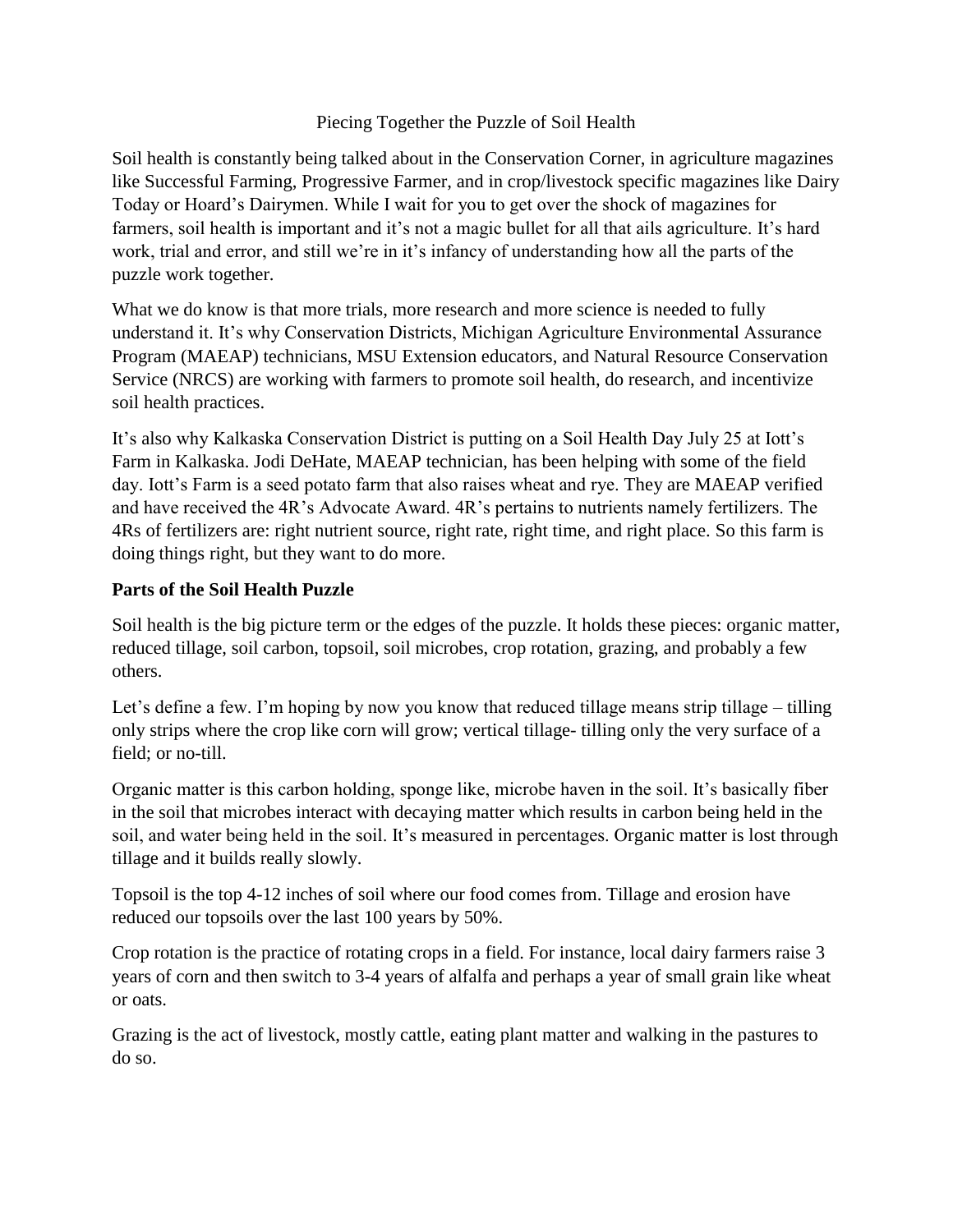# Piecing Together the Puzzle of Soil Health

Soil health is constantly being talked about in the Conservation Corner, in agriculture magazines like Successful Farming, Progressive Farmer, and in crop/livestock specific magazines like Dairy Today or Hoard's Dairymen. While I wait for you to get over the shock of magazines for farmers, soil health is important and it's not a magic bullet for all that ails agriculture. It's hard work, trial and error, and still we're in it's infancy of understanding how all the parts of the puzzle work together.

What we do know is that more trials, more research and more science is needed to fully understand it. It's why Conservation Districts, Michigan Agriculture Environmental Assurance Program (MAEAP) technicians, MSU Extension educators, and Natural Resource Conservation Service (NRCS) are working with farmers to promote soil health, do research, and incentivize soil health practices.

It's also why Kalkaska Conservation District is putting on a Soil Health Day July 25 at Iott's Farm in Kalkaska. Jodi DeHate, MAEAP technician, has been helping with some of the field day. Iott's Farm is a seed potato farm that also raises wheat and rye. They are MAEAP verified and have received the 4R's Advocate Award. 4R's pertains to nutrients namely fertilizers. The 4Rs of fertilizers are: right nutrient source, right rate, right time, and right place. So this farm is doing things right, but they want to do more.

## Parts of the Soil Health Puzzle

Soil health is the big picture term or the edges of the puzzle. It holds these pieces: organic matter, reduced tillage, soil carbon, topsoil, soil microbes, crop rotation, grazing, and probably a few others.

Let's define a few. I'm hoping by now you know that reduced tillage means strip tillage – tilling only strips where the crop like corn will grow; vertical tillage- tilling only the very surface of a field; or no-till.

Organic matter is this carbon holding, sponge like, microbe haven in the soil. It's basically fiber in the soil that microbes interact with decaying matter which results in carbon being held in the soil, and water being held in the soil. It's measured in percentages. Organic matter is lost through tillage and it builds really slowly.

Topsoil is the top 4-12 inches of soil where our food comes from. Tillage and erosion have reduced our topsoils over the last 100 years by 50%.

Crop rotation is the practice of rotating crops in a field. For instance, local dairy farmers raise 3 years of corn and then switch to 3-4 years of alfalfa and perhaps a year of small grain like wheat or oats.

Grazing is the act of livestock, mostly cattle, eating plant matter and walking in the pastures to do so.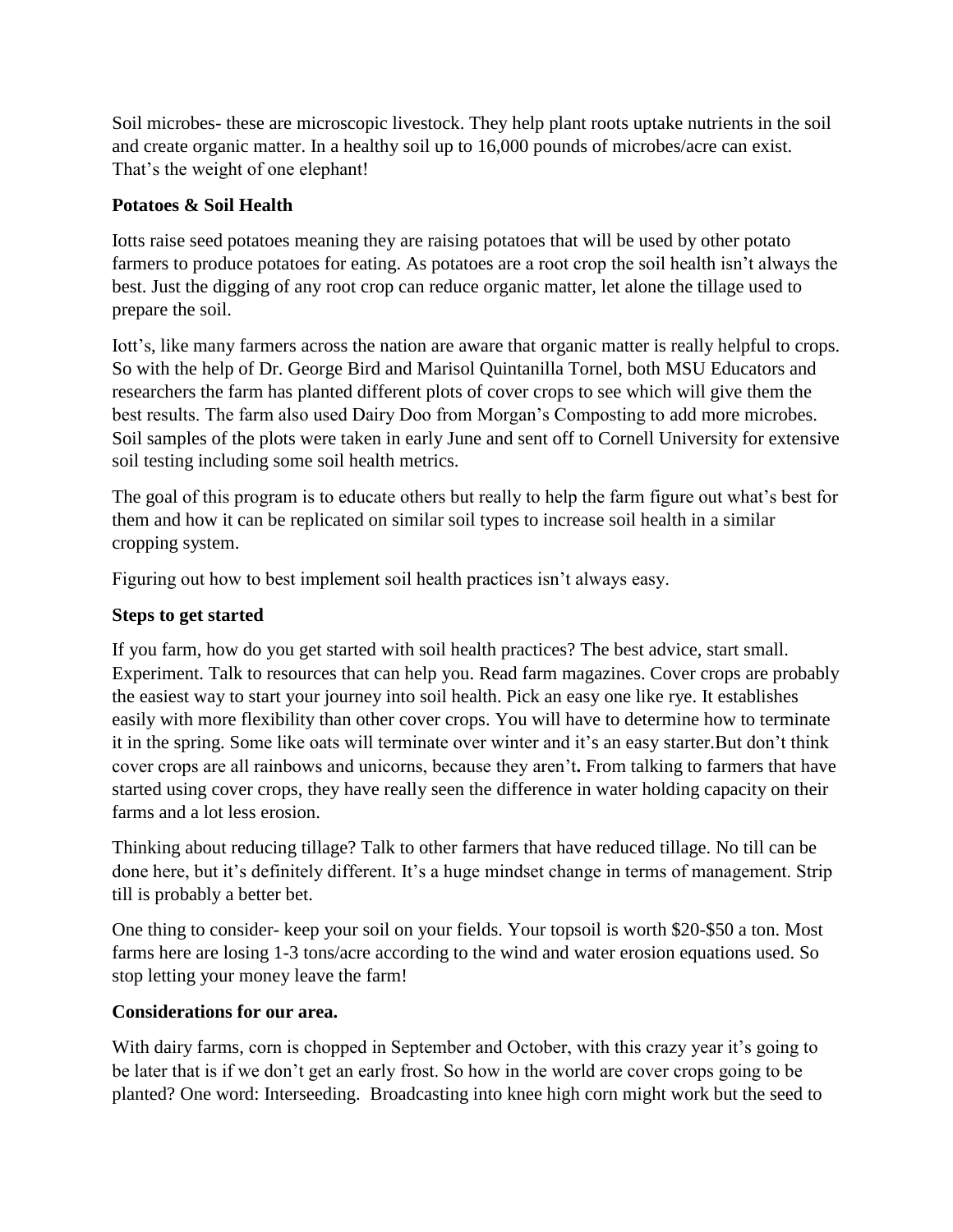Soil microbes- these are microscopic livestock. They help plant roots uptake nutrients in the soil and create organic matter. In a healthy soil up to 16,000 pounds of microbes/acre can exist. That's the weight of one elephant!

**Potatoes & Soil Health**

Iotts raise seed potatoes meaning they are raising potatoes that will be used by other potato farmers to produce potatoes for eating. As potatoes are a root crop the soil health isn't always the best. Just the digging of any root crop can reduce organic matter, let alone the tillage used to prepare the soil.

Iott's, like many farmers across the nation are aware that organic matter is really helpful to crops. So with the help of Dr. George Bird and Marisol Quintanilla Tornel, both MSU Educators and researchers the farm has planted different plots of cover crops to see which will give them the best results. The farm also used Dairy Doo from Morgan's Composting to add more microbes. Soil samples of the plots were taken in early June and sent off to Cornell University for extensive soil testing including some soil health metrics.

The goal of this program is to educate others but really to help the farm figure out what's best for them and how it can be replicated on similar soil types to increase soil health in a similar cropping system.

Figuring out how to best implement soil health practices isn't always easy.

**Steps to get started**

If you farm, how do you get started with soil health practices? The best advice, start small. Experiment. Talk to resources that can help you. Read farm magazines. Cover crops are probably the easiest way to start your journey into soil health. Pick an easy one like rye. It establishes easily with more flexibility than other cover crops. You will have to determine how to terminate it in the spring. Some like oats will terminate over winter and it's an easy starter.But don't think cover crops are all rainbows and unicorns, because they aren't**.** From talking to farmers that have started using cover crops, they have really seen the difference in water holding capacity on their farms and a lot less erosion.

Thinking about reducing tillage? Talk to other farmers that have reduced tillage. No till can be done here, but it's definitely different. It's a huge mindset change in terms of management. Strip till is probably a better bet.

One thing to consider- keep your soil on your fields. Your topsoil is worth $20-$50 a ton. Most farms here are losing 1-3 tons/acre according to the wind and water erosion equations used. So stop letting your money leave the farm!

**Considerations for our area.**

With dairy farms, corn is chopped in September and October, with this crazy year it's going to be later that is if we don't get an early frost. So how in the world are cover crops going to be planted? One word: Interseeding. Broadcasting into knee high corn might work but the seed to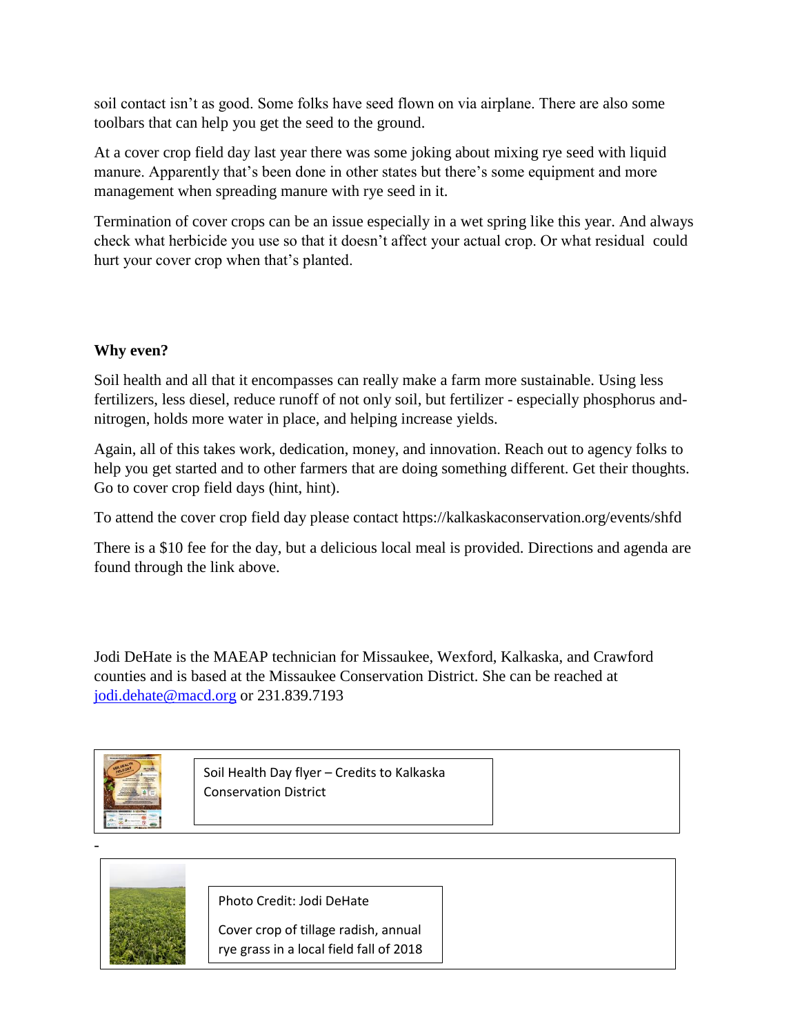soil contact isn't as good. Some folks have seed flown on via airplane. There are also some toolbars that can help you get the seed to the ground.

At a cover crop field day last year there was some joking about mixing rye seed with liquid manure. Apparently that's been done in other states but there's some equipment and more management when spreading manure with rye seed in it.

Termination of cover crops can be an issue especially in a wet spring like this year. And always check what herbicide you use so that it doesn't affect your actual crop. Or what residual could hurt your cover crop when that's planted.

**Why even?**

Soil health and all that it encompasses can really make a farm more sustainable. Using less fertilizers, less diesel, reduce runoff of not only soil, but fertilizer - especially phosphorus and-nitrogen, holds more water in place, and helping increase yields.

Again, all of this takes work, dedication, money, and innovation. Reach out to agency folks to help you get started and to other farmers that are doing something different. Get their thoughts. Go to cover crop field days (hint, hint).

To attend the cover crop field day please contact https://kalkaskaconservation.org/events/shfd

There is a $10 fee for the day, but a delicious local meal is provided. Directions and agenda are found through the link above.

Jodi DeHate is the MAEAP technician for Missaukee, Wexford, Kalkaska, and Crawford counties and is based at the Missaukee Conservation District. She can be reached at jodi.dehate@macd.org or 231.839.7193

Soil Health Day flyer – Credits to Kalkaska Conservation District

-

Photo Credit: Jodi DeHate

Cover crop of tillage radish, annual rye grass in a local field fall of 2018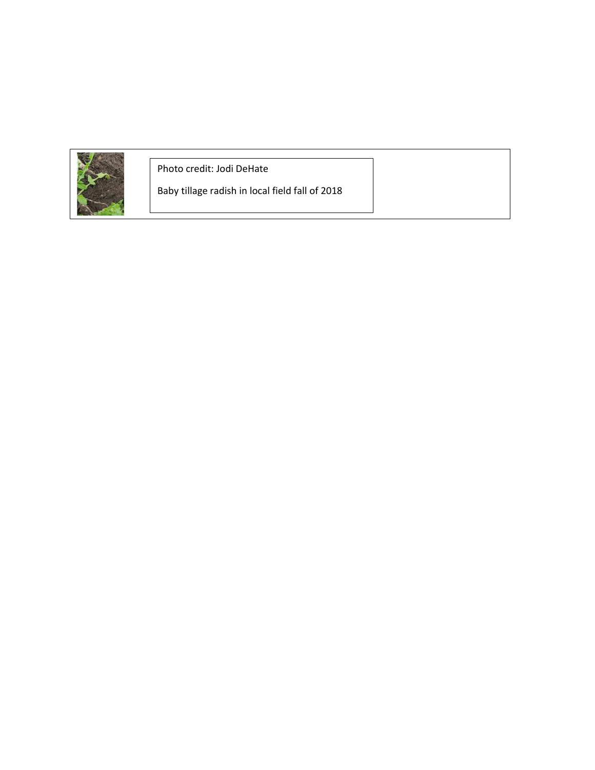Photo credit: Jodi DeHate

Baby tillage radish in local field fall of 2018